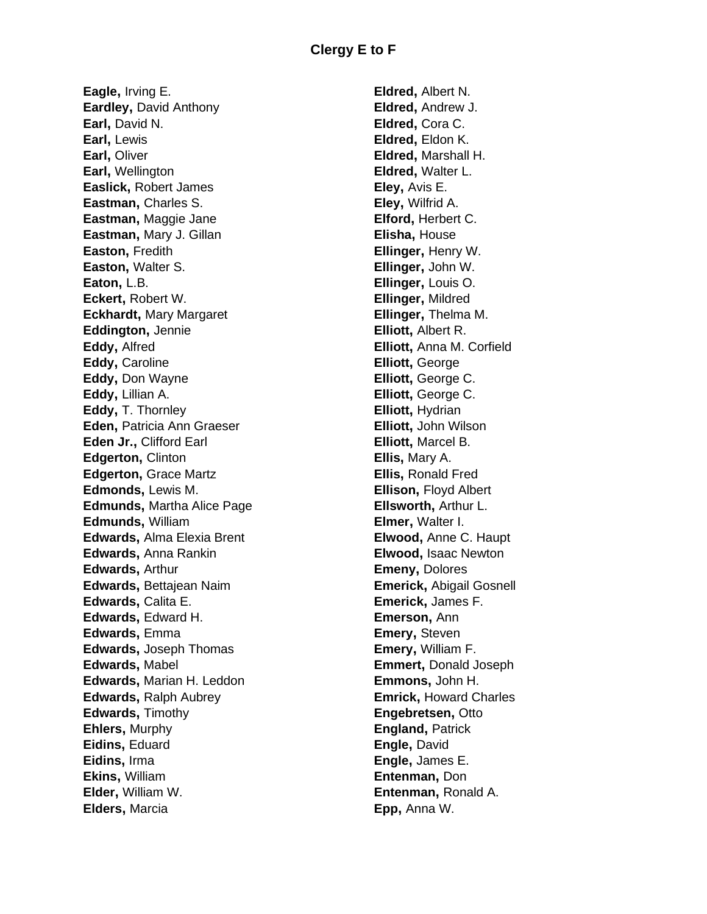# Clergy E to F

**Eagle,** Irving E.
**Eardley,** David Anthony
**Earl,** David N.
**Earl,** Lewis
**Earl,** Oliver
**Earl,** Wellington
**Easlick,** Robert James
**Eastman,** Charles S.
**Eastman,** Maggie Jane
**Eastman,** Mary J. Gillan
**Easton,** Fredith
**Easton,** Walter S.
**Eaton,** L.B.
**Eckert,** Robert W.
**Eckhardt,** Mary Margaret
**Eddington,** Jennie
**Eddy,** Alfred
**Eddy,** Caroline
**Eddy,** Don Wayne
**Eddy,** Lillian A.
**Eddy,** T. Thornley
**Eden,** Patricia Ann Graeser
**Eden Jr.,** Clifford Earl
**Edgerton,** Clinton
**Edgerton,** Grace Martz
**Edmonds,** Lewis M.
**Edmunds,** Martha Alice Page
**Edmunds,** William
**Edwards,** Alma Elexia Brent
**Edwards,** Anna Rankin
**Edwards,** Arthur
**Edwards,** Bettajean Naim
**Edwards,** Calita E.
**Edwards,** Edward H.
**Edwards,** Emma
**Edwards,** Joseph Thomas
**Edwards,** Mabel
**Edwards,** Marian H. Leddon
**Edwards,** Ralph Aubrey
**Edwards,** Timothy
**Ehlers,** Murphy
**Eidins,** Eduard
**Eidins,** Irma
**Ekins,** William
**Elder,** William W.
**Elders,** Marcia
**Eldred,** Albert N.
**Eldred,** Andrew J.
**Eldred,** Cora C.
**Eldred,** Eldon K.
**Eldred,** Marshall H.
**Eldred,** Walter L.
**Eley,** Avis E.
**Eley,** Wilfrid A.
**Elford,** Herbert C.
**Elisha,** House
**Ellinger,** Henry W.
**Ellinger,** John W.
**Ellinger,** Louis O.
**Ellinger,** Mildred
**Ellinger,** Thelma M.
**Elliott,** Albert R.
**Elliott,** Anna M. Corfield
**Elliott,** George
**Elliott,** George C.
**Elliott,** George C.
**Elliott,** Hydrian
**Elliott,** John Wilson
**Elliott,** Marcel B.
**Ellis,** Mary A.
**Ellis,** Ronald Fred
**Ellison,** Floyd Albert
**Ellsworth,** Arthur L.
**Elmer,** Walter I.
**Elwood,** Anne C. Haupt
**Elwood,** Isaac Newton
**Emeny,** Dolores
**Emerick,** Abigail Gosnell
**Emerick,** James F.
**Emerson,** Ann
**Emery,** Steven
**Emery,** William F.
**Emmert,** Donald Joseph
**Emmons,** John H.
**Emrick,** Howard Charles
**Engebretsen,** Otto
**England,** Patrick
**Engle,** David
**Engle,** James E.
**Entenman,** Don
**Entenman,** Ronald A.
**Epp,** Anna W.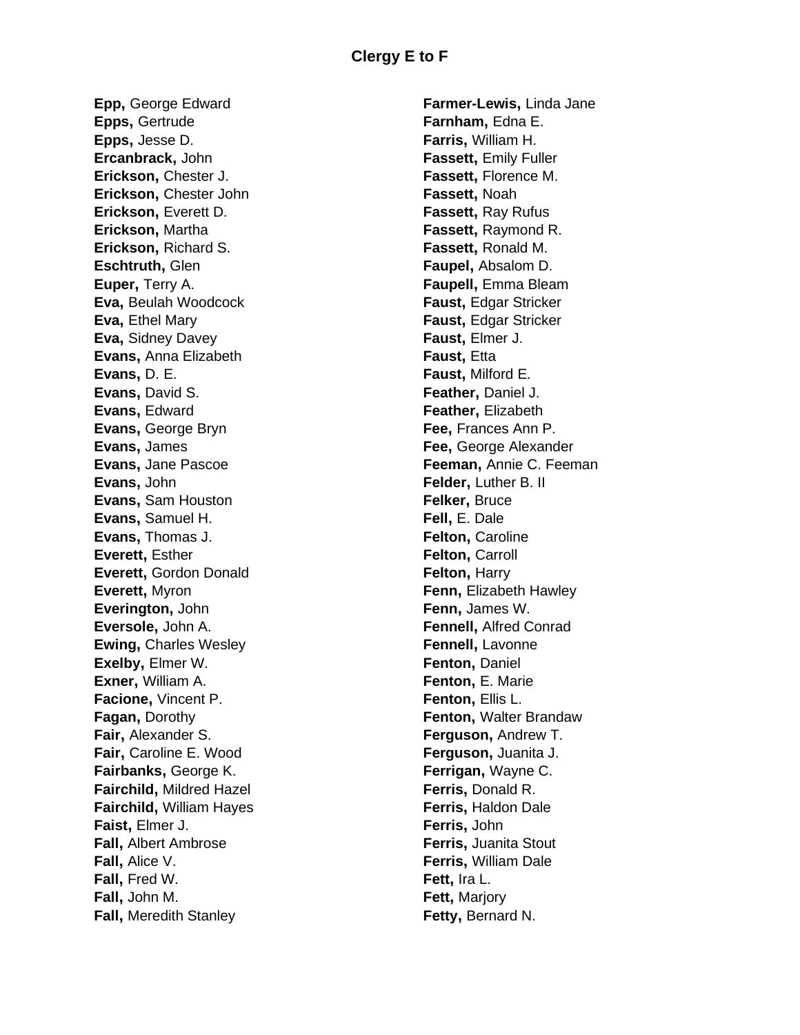# Clergy E to F

**Epp,** George Edward
**Epps,** Gertrude
**Epps,** Jesse D.
**Ercanbrack,** John
**Erickson,** Chester J.
**Erickson,** Chester John
**Erickson,** Everett D.
**Erickson,** Martha
**Erickson,** Richard S.
**Eschtruth,** Glen
**Euper,** Terry A.
**Eva,** Beulah Woodcock
**Eva,** Ethel Mary
**Eva,** Sidney Davey
**Evans,** Anna Elizabeth
**Evans,** D. E.
**Evans,** David S.
**Evans,** Edward
**Evans,** George Bryn
**Evans,** James
**Evans,** Jane Pascoe
**Evans,** John
**Evans,** Sam Houston
**Evans,** Samuel H.
**Evans,** Thomas J.
**Everett,** Esther
**Everett,** Gordon Donald
**Everett,** Myron
**Everington,** John
**Eversole,** John A.
**Ewing,** Charles Wesley
**Exelby,** Elmer W.
**Exner,** William A.
**Facione,** Vincent P.
**Fagan,** Dorothy
**Fair,** Alexander S.
**Fair,** Caroline E. Wood
**Fairbanks,** George K.
**Fairchild,** Mildred Hazel
**Fairchild,** William Hayes
**Faist,** Elmer J.
**Fall,** Albert Ambrose
**Fall,** Alice V.
**Fall,** Fred W.
**Fall,** John M.
**Fall,** Meredith Stanley
**Farmer-Lewis,** Linda Jane
**Farnham,** Edna E.
**Farris,** William H.
**Fassett,** Emily Fuller
**Fassett,** Florence M.
**Fassett,** Noah
**Fassett,** Ray Rufus
**Fassett,** Raymond R.
**Fassett,** Ronald M.
**Faupel,** Absalom D.
**Faupell,** Emma Bleam
**Faust,** Edgar Stricker
**Faust,** Edgar Stricker
**Faust,** Elmer J.
**Faust,** Etta
**Faust,** Milford E.
**Feather,** Daniel J.
**Feather,** Elizabeth
**Fee,** Frances Ann P.
**Fee,** George Alexander
**Feeman,** Annie C. Feeman
**Felder,** Luther B. II
**Felker,** Bruce
**Fell,** E. Dale
**Felton,** Caroline
**Felton,** Carroll
**Felton,** Harry
**Fenn,** Elizabeth Hawley
**Fenn,** James W.
**Fennell,** Alfred Conrad
**Fennell,** Lavonne
**Fenton,** Daniel
**Fenton,** E. Marie
**Fenton,** Ellis L.
**Fenton,** Walter Brandaw
**Ferguson,** Andrew T.
**Ferguson,** Juanita J.
**Ferrigan,** Wayne C.
**Ferris,** Donald R.
**Ferris,** Haldon Dale
**Ferris,** John
**Ferris,** Juanita Stout
**Ferris,** William Dale
**Fett,** Ira L.
**Fett,** Marjory
**Fetty,** Bernard N.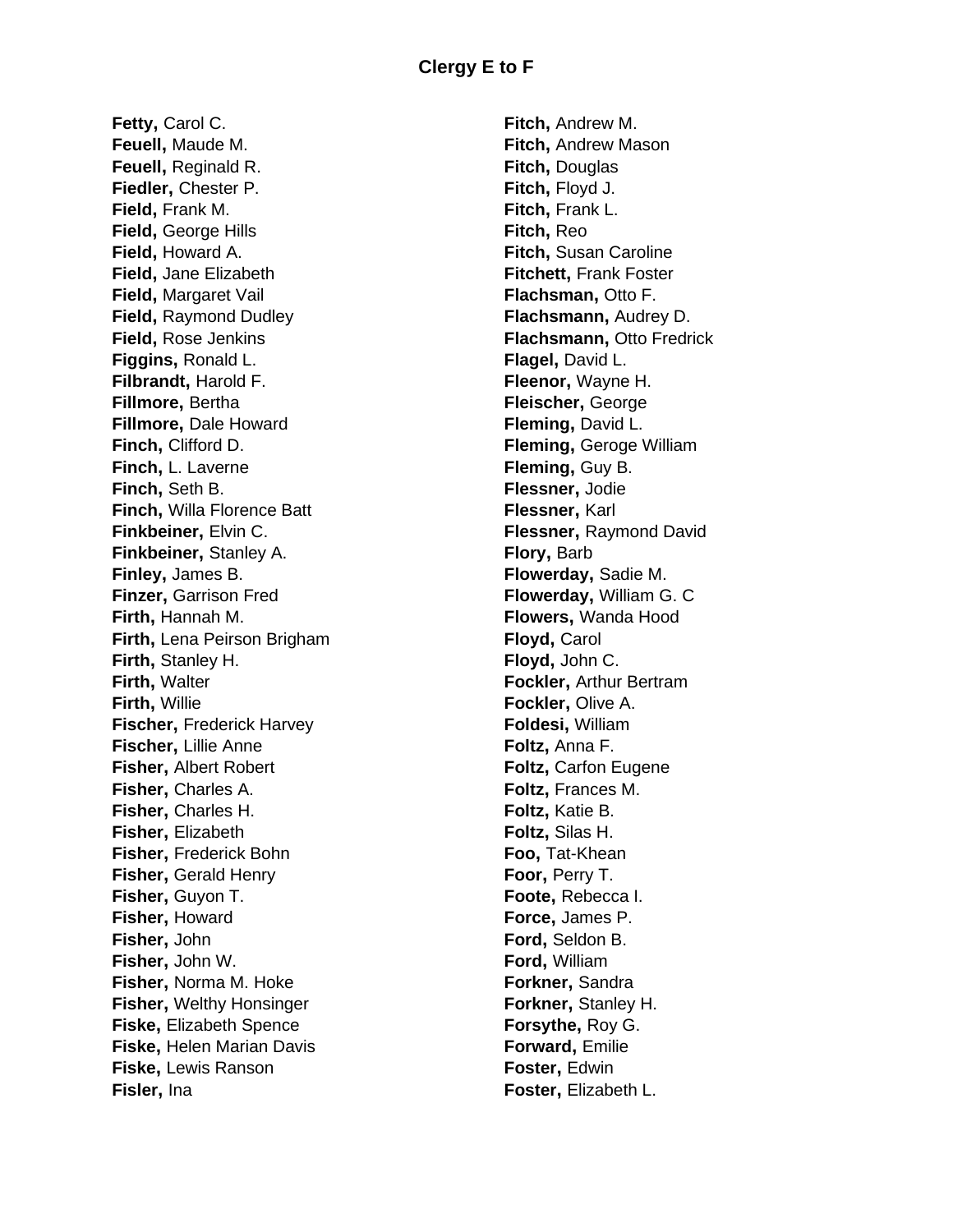## Clergy E to F

**Fetty,** Carol C.
**Feuell,** Maude M.
**Feuell,** Reginald R.
**Fiedler,** Chester P.
**Field,** Frank M.
**Field,** George Hills
**Field,** Howard A.
**Field,** Jane Elizabeth
**Field,** Margaret Vail
**Field,** Raymond Dudley
**Field,** Rose Jenkins
**Figgins,** Ronald L.
**Filbrandt,** Harold F.
**Fillmore,** Bertha
**Fillmore,** Dale Howard
**Finch,** Clifford D.
**Finch,** L. Laverne
**Finch,** Seth B.
**Finch,** Willa Florence Batt
**Finkbeiner,** Elvin C.
**Finkbeiner,** Stanley A.
**Finley,** James B.
**Finzer,** Garrison Fred
**Firth,** Hannah M.
**Firth,** Lena Peirson Brigham
**Firth,** Stanley H.
**Firth,** Walter
**Firth,** Willie
**Fischer,** Frederick Harvey
**Fischer,** Lillie Anne
**Fisher,** Albert Robert
**Fisher,** Charles A.
**Fisher,** Charles H.
**Fisher,** Elizabeth
**Fisher,** Frederick Bohn
**Fisher,** Gerald Henry
**Fisher,** Guyon T.
**Fisher,** Howard
**Fisher,** John
**Fisher,** John W.
**Fisher,** Norma M. Hoke
**Fisher,** Welthy Honsinger
**Fiske,** Elizabeth Spence
**Fiske,** Helen Marian Davis
**Fiske,** Lewis Ranson
**Fisler,** Ina
**Fitch,** Andrew M.
**Fitch,** Andrew Mason
**Fitch,** Douglas
**Fitch,** Floyd J.
**Fitch,** Frank L.
**Fitch,** Reo
**Fitch,** Susan Caroline
**Fitchett,** Frank Foster
**Flachsman,** Otto F.
**Flachsmann,** Audrey D.
**Flachsmann,** Otto Fredrick
**Flagel,** David L.
**Fleenor,** Wayne H.
**Fleischer,** George
**Fleming,** David L.
**Fleming,** Geroge William
**Fleming,** Guy B.
**Flessner,** Jodie
**Flessner,** Karl
**Flessner,** Raymond David
**Flory,** Barb
**Flowerday,** Sadie M.
**Flowerday,** William G. C
**Flowers,** Wanda Hood
**Floyd,** Carol
**Floyd,** John C.
**Fockler,** Arthur Bertram
**Fockler,** Olive A.
**Foldesi,** William
**Foltz,** Anna F.
**Foltz,** Carfon Eugene
**Foltz,** Frances M.
**Foltz,** Katie B.
**Foltz,** Silas H.
**Foo,** Tat-Khean
**Foor,** Perry T.
**Foote,** Rebecca I.
**Force,** James P.
**Ford,** Seldon B.
**Ford,** William
**Forkner,** Sandra
**Forkner,** Stanley H.
**Forsythe,** Roy G.
**Forward,** Emilie
**Foster,** Edwin
**Foster,** Elizabeth L.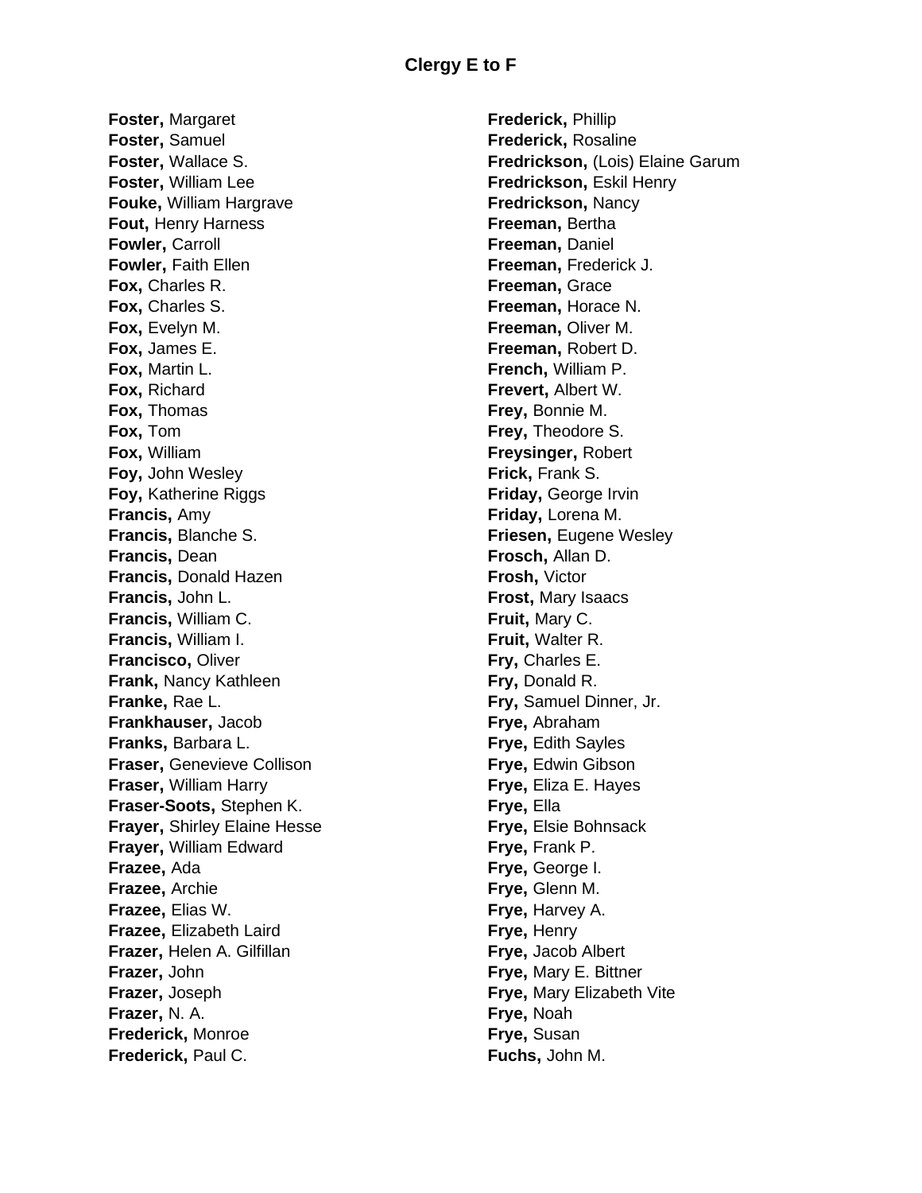# Clergy E to F

**Foster,** Margaret
**Foster,** Samuel
**Foster,** Wallace S.
**Foster,** William Lee
**Fouke,** William Hargrave
**Fout,** Henry Harness
**Fowler,** Carroll
**Fowler,** Faith Ellen
**Fox,** Charles R.
**Fox,** Charles S.
**Fox,** Evelyn M.
**Fox,** James E.
**Fox,** Martin L.
**Fox,** Richard
**Fox,** Thomas
**Fox,** Tom
**Fox,** William
**Foy,** John Wesley
**Foy,** Katherine Riggs
**Francis,** Amy
**Francis,** Blanche S.
**Francis,** Dean
**Francis,** Donald Hazen
**Francis,** John L.
**Francis,** William C.
**Francis,** William I.
**Francisco,** Oliver
**Frank,** Nancy Kathleen
**Franke,** Rae L.
**Frankhauser,** Jacob
**Franks,** Barbara L.
**Fraser,** Genevieve Collison
**Fraser,** William Harry
**Fraser-Soots,** Stephen K.
**Frayer,** Shirley Elaine Hesse
**Frayer,** William Edward
**Frazee,** Ada
**Frazee,** Archie
**Frazee,** Elias W.
**Frazee,** Elizabeth Laird
**Frazer,** Helen A. Gilfillan
**Frazer,** John
**Frazer,** Joseph
**Frazer,** N. A.
**Frederick,** Monroe
**Frederick,** Paul C.
**Frederick,** Phillip
**Frederick,** Rosaline
**Fredrickson,** (Lois) Elaine Garum
**Fredrickson,** Eskil Henry
**Fredrickson,** Nancy
**Freeman,** Bertha
**Freeman,** Daniel
**Freeman,** Frederick J.
**Freeman,** Grace
**Freeman,** Horace N.
**Freeman,** Oliver M.
**Freeman,** Robert D.
**French,** William P.
**Frevert,** Albert W.
**Frey,** Bonnie M.
**Frey,** Theodore S.
**Freysinger,** Robert
**Frick,** Frank S.
**Friday,** George Irvin
**Friday,** Lorena M.
**Friesen,** Eugene Wesley
**Frosch,** Allan D.
**Frosh,** Victor
**Frost,** Mary Isaacs
**Fruit,** Mary C.
**Fruit,** Walter R.
**Fry,** Charles E.
**Fry,** Donald R.
**Fry,** Samuel Dinner, Jr.
**Frye,** Abraham
**Frye,** Edith Sayles
**Frye,** Edwin Gibson
**Frye,** Eliza E. Hayes
**Frye,** Ella
**Frye,** Elsie Bohnsack
**Frye,** Frank P.
**Frye,** George I.
**Frye,** Glenn M.
**Frye,** Harvey A.
**Frye,** Henry
**Frye,** Jacob Albert
**Frye,** Mary E. Bittner
**Frye,** Mary Elizabeth Vite
**Frye,** Noah
**Frye,** Susan
**Fuchs,** John M.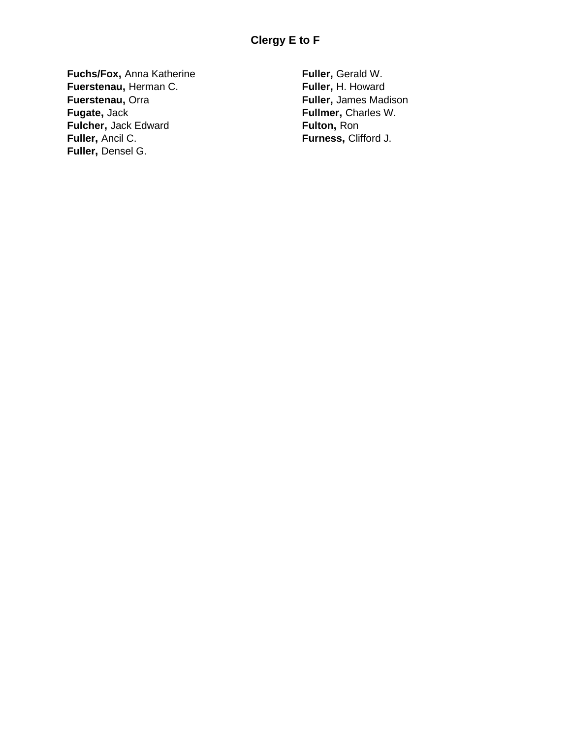## Clergy E to F

**Fuchs/Fox,** Anna Katherine
**Fuerstenau,** Herman C.
**Fuerstenau,** Orra
**Fugate,** Jack
**Fulcher,** Jack Edward
**Fuller,** Ancil C.
**Fuller,** Densel G.
**Fuller,** Gerald W.
**Fuller,** H. Howard
**Fuller,** James Madison
**Fullmer,** Charles W.
**Fulton,** Ron
**Furness,** Clifford J.